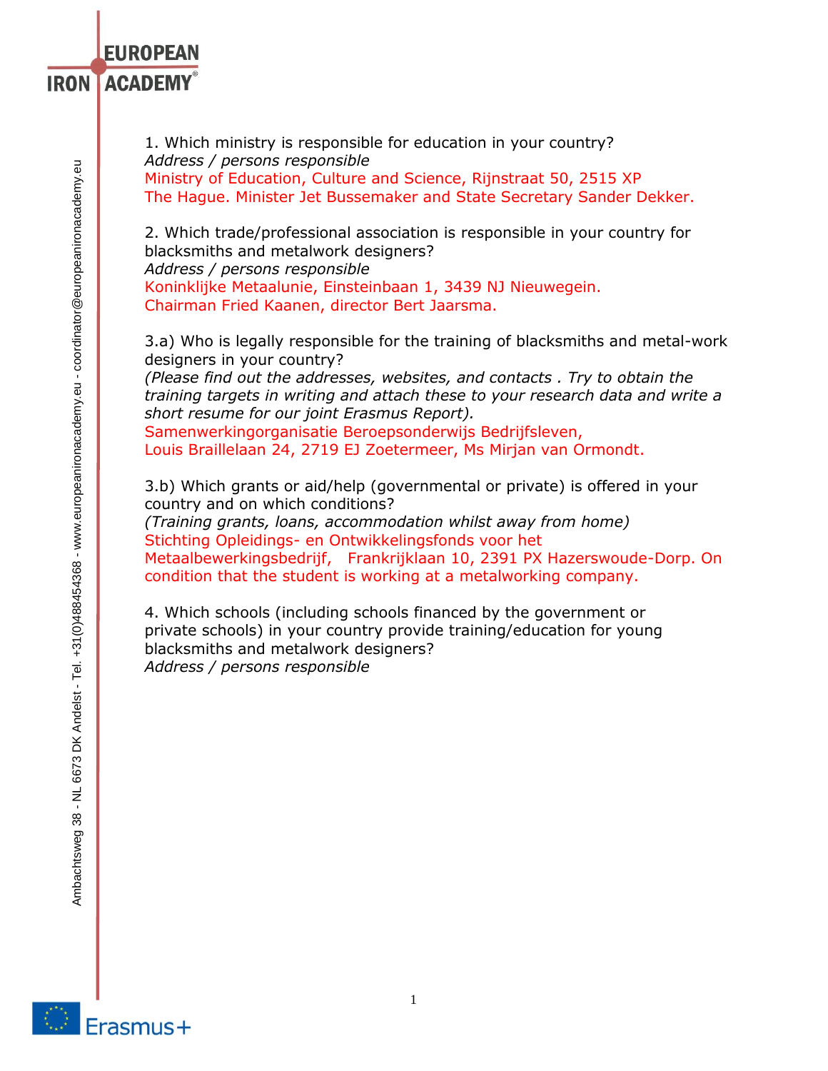1. Which ministry is responsible for education in your country?
*Address / persons responsible*
Ministry of Education, Culture and Science, Rijnstraat 50, 2515 XP The Hague. Minister Jet Bussemaker and State Secretary Sander Dekker.

2. Which trade/professional association is responsible in your country for blacksmiths and metalwork designers?
*Address / persons responsible*
Koninklijke Metaalunie, Einsteinbaan 1, 3439 NJ Nieuwegein.
Chairman Fried Kaanen, director Bert Jaarsma.

3.a) Who is legally responsible for the training of blacksmiths and metal-work designers in your country?
*(Please find out the addresses, websites, and contacts . Try to obtain the training targets in writing and attach these to your research data and write a short resume for our joint Erasmus Report).*
Samenwerkingorganisatie Beroepsonderwijs Bedrijfsleven,
Louis Braillelaan 24, 2719 EJ Zoetermeer, Ms Mirjan van Ormondt.

3.b) Which grants or aid/help (governmental or private) is offered in your country and on which conditions?
*(Training grants, loans, accommodation whilst away from home)*
Stichting Opleidings- en Ontwikkelingsfonds voor het Metaalbewerkingsbedrijf, Frankrijklaan 10, 2391 PX Hazerswoude-Dorp. On condition that the student is working at a metalworking company.

4. Which schools (including schools financed by the government or private schools) in your country provide training/education for young blacksmiths and metalwork designers?
*Address / persons responsible*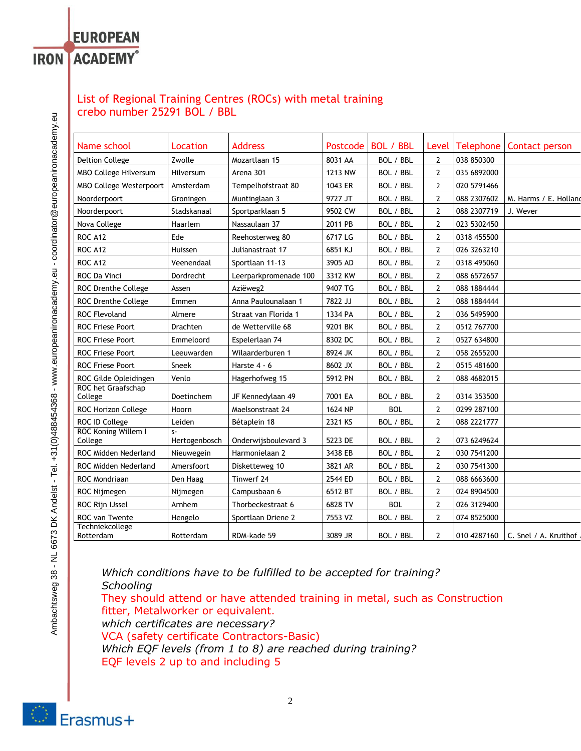## List of Regional Training Centres (ROCs) with metal training crebo number 25291 BOL / BBL

| Name school | Location | Address | Postcode | BOL / BBL | Level | Telephone | Contact person |
|---|---|---|---|---|---|---|---|
| Deltion College | Zwolle | Mozartlaan 15 | 8031 AA | BOL / BBL | 2 | 038 850300 | |
| MBO College Hilversum | Hilversum | Arena 301 | 1213 NW | BOL / BBL | 2 | 035 6892000 | |
| MBO College Westerpoort | Amsterdam | Tempelhofstraat 80 | 1043 ER | BOL / BBL | 2 | 020 5791466 | |
| Noorderpoort | Groningen | Muntinglaan 3 | 9727 JT | BOL / BBL | 2 | 088 2307602 | M. Harms / E. Holland |
| Noorderpoort | Stadskanaal | Sportparklaan 5 | 9502 CW | BOL / BBL | 2 | 088 2307719 | J. Wever |
| Nova College | Haarlem | Nassaulaan 37 | 2011 PB | BOL / BBL | 2 | 023 5302450 | |
| ROC A12 | Ede | Reehosterweg 80 | 6717 LG | BOL / BBL | 2 | 0318 455500 | |
| ROC A12 | Huissen | Julianastraat 17 | 6851 KJ | BOL / BBL | 2 | 026 3263210 | |
| ROC A12 | Veenendaal | Sportlaan 11-13 | 3905 AD | BOL / BBL | 2 | 0318 495060 | |
| ROC Da Vinci | Dordrecht | Leerparkpromenade 100 | 3312 KW | BOL / BBL | 2 | 088 6572657 | |
| ROC Drenthe College | Assen | Aziëweg2 | 9407 TG | BOL / BBL | 2 | 088 1884444 | |
| ROC Drenthe College | Emmen | Anna Paulounalaan 1 | 7822 JJ | BOL / BBL | 2 | 088 1884444 | |
| ROC Flevoland | Almere | Straat van Florida 1 | 1334 PA | BOL / BBL | 2 | 036 5495900 | |
| ROC Friese Poort | Drachten | de Wetterville 68 | 9201 BK | BOL / BBL | 2 | 0512 767700 | |
| ROC Friese Poort | Emmeloord | Espelerlaan 74 | 8302 DC | BOL / BBL | 2 | 0527 634800 | |
| ROC Friese Poort | Leeuwarden | Wilaarderburen 1 | 8924 JK | BOL / BBL | 2 | 058 2655200 | |
| ROC Friese Poort | Sneek | Harste 4 - 6 | 8602 JX | BOL / BBL | 2 | 0515 481600 | |
| ROC Gilde Opleidingen | Venlo | Hagerhofweg 15 | 5912 PN | BOL / BBL | 2 | 088 4682015 | |
| ROC het Graafschap College | Doetinchem | JF Kennedylaan 49 | 7001 EA | BOL / BBL | 2 | 0314 353500 | |
| ROC Horizon College | Hoorn | Maelsonstraat 24 | 1624 NP | BOL | 2 | 0299 287100 | |
| ROC ID College | Leiden | Bétaplein 18 | 2321 KS | BOL / BBL | 2 | 088 2221777 | |
| ROC Koning Willem I College | s-Hertogenbosch | Onderwijsboulevard 3 | 5223 DE | BOL / BBL | 2 | 073 6249624 | |
| ROC Midden Nederland | Nieuwegein | Harmonielaan 2 | 3438 EB | BOL / BBL | 2 | 030 7541200 | |
| ROC Midden Nederland | Amersfoort | Disketteweg 10 | 3821 AR | BOL / BBL | 2 | 030 7541300 | |
| ROC Mondriaan | Den Haag | Tinwerf 24 | 2544 ED | BOL / BBL | 2 | 088 6663600 | |
| ROC Nijmegen | Nijmegen | Campusbaan 6 | 6512 BT | BOL / BBL | 2 | 024 8904500 | |
| ROC Rijn IJssel | Arnhem | Thorbeckestraat 6 | 6828 TV | BOL | 2 | 026 3129400 | |
| ROC van Twente | Hengelo | Sportlaan Driene 2 | 7553 VZ | BOL / BBL | 2 | 074 8525000 | |
| Techniekcollege Rotterdam | Rotterdam | RDM-kade 59 | 3089 JR | BOL / BBL | 2 | 010 4287160 | C. Snel / A. Kruithof |

*Which conditions have to be fulfilled to be accepted for training?*
*Schooling*
They should attend or have attended training in metal, such as Construction fitter, Metalworker or equivalent.
*which certificates are necessary?*
VCA (safety certificate Contractors-Basic)
*Which EQF levels (from 1 to 8) are reached during training?*
EQF levels 2 up to and including 5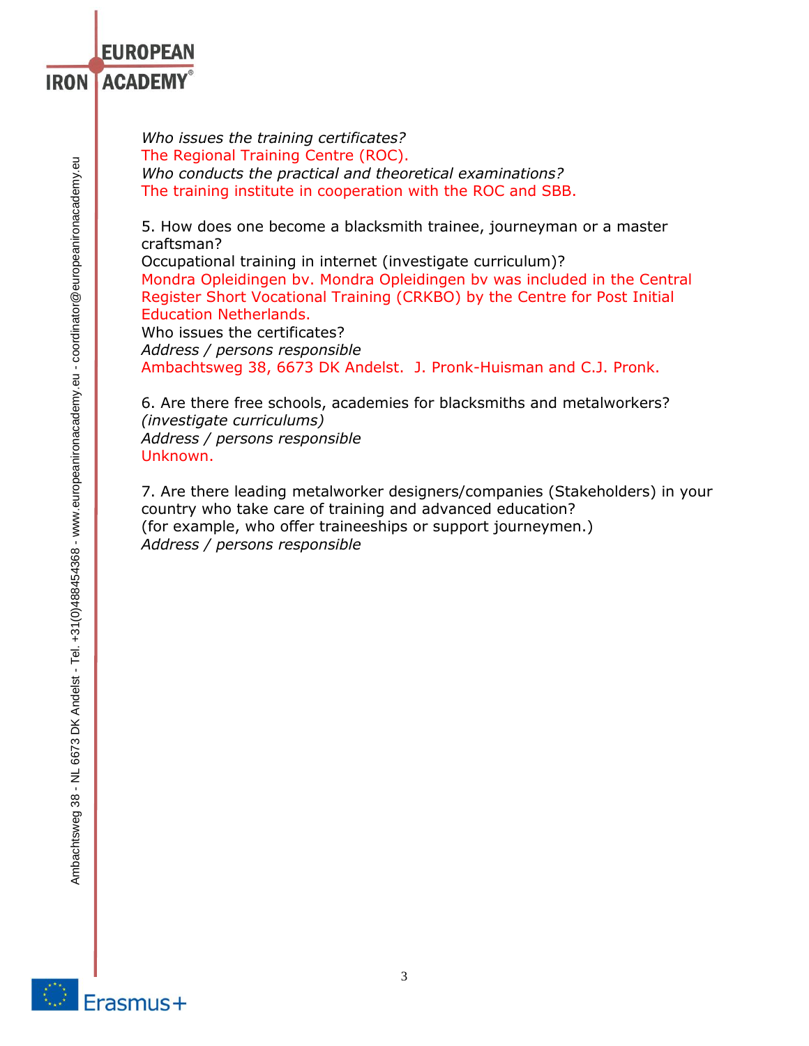*Who issues the training certificates?*
The Regional Training Centre (ROC).
*Who conducts the practical and theoretical examinations?*
The training institute in cooperation with the ROC and SBB.

5. How does one become a blacksmith trainee, journeyman or a master craftsman?
Occupational training in internet (investigate curriculum)?
Mondra Opleidingen bv. Mondra Opleidingen bv was included in the Central Register Short Vocational Training (CRKBO) by the Centre for Post Initial Education Netherlands.
Who issues the certificates?
*Address / persons responsible*
Ambachtsweg 38, 6673 DK Andelst. J. Pronk-Huisman and C.J. Pronk.

6. Are there free schools, academies for blacksmiths and metalworkers?
*(investigate curriculums)*
*Address / persons responsible*
Unknown.

7. Are there leading metalworker designers/companies (Stakeholders) in your country who take care of training and advanced education?
(for example, who offer traineeships or support journeymen.)
*Address / persons responsible*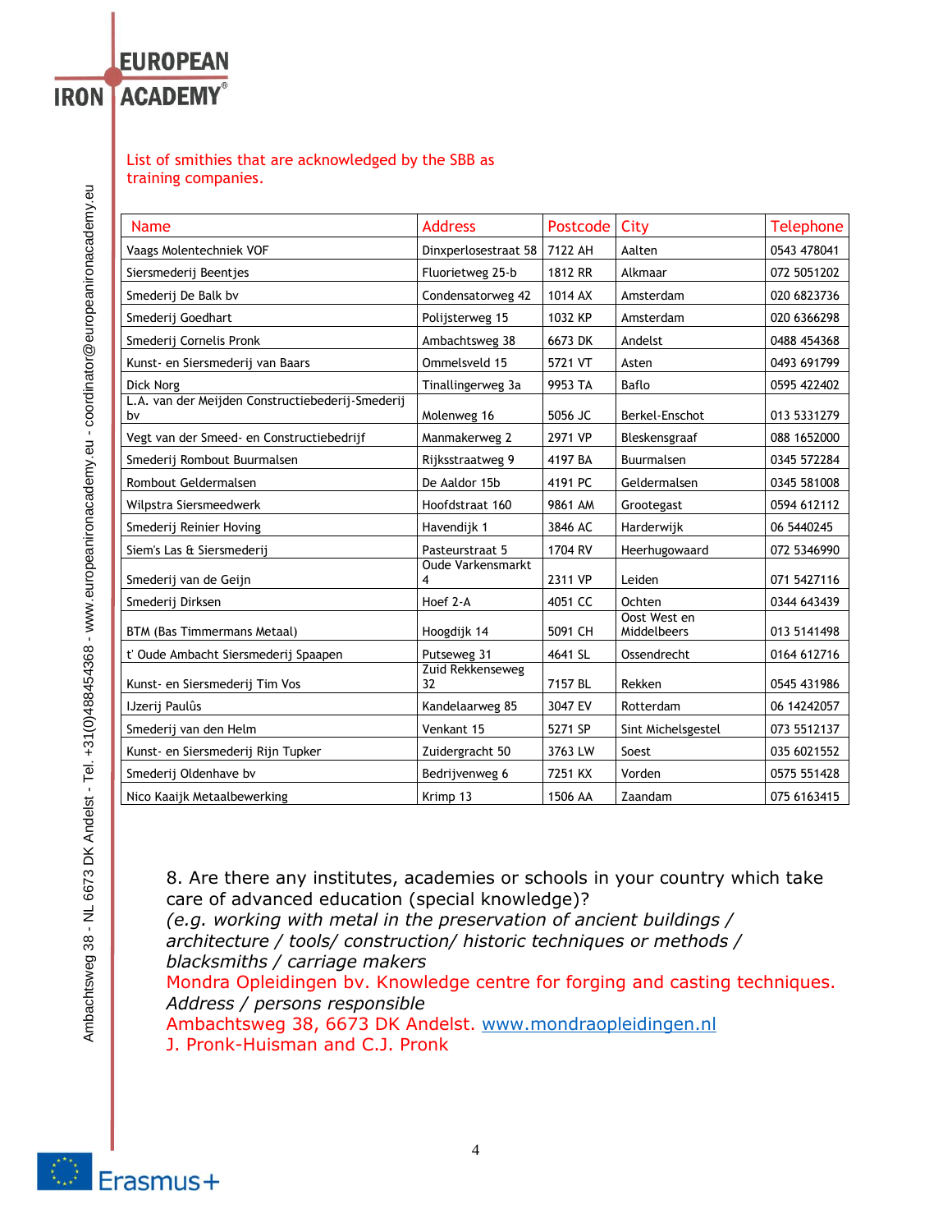List of smithies that are acknowledged by the SBB as training companies.

| Name | Address | Postcode | City | Telephone |
|---|---|---|---|---|
| Vaags Molentechniek VOF | Dinxperlosestraat 58 | 7122 AH | Aalten | 0543 478041 |
| Siersmederij Beentjes | Fluorietweg 25-b | 1812 RR | Alkmaar | 072 5051202 |
| Smederij De Balk bv | Condensatorweg 42 | 1014 AX | Amsterdam | 020 6823736 |
| Smederij Goedhart | Polijsterweg 15 | 1032 KP | Amsterdam | 020 6366298 |
| Smederij Cornelis Pronk | Ambachtsweg 38 | 6673 DK | Andelst | 0488 454368 |
| Kunst- en Siersmederij van Baars | Ommelsveld 15 | 5721 VT | Asten | 0493 691799 |
| Dick Norg | Tinallingerweg 3a | 9953 TA | Baflo | 0595 422402 |
| L.A. van der Meijden Constructiebederij-Smederij bv | Molenweg 16 | 5056 JC | Berkel-Enschot | 013 5331279 |
| Vegt van der Smeed- en Constructiebedrijf | Manmakerweg 2 | 2971 VP | Bleskensgraaf | 088 1652000 |
| Smederij Rombout Buurmalsen | Rijksstraatweg 9 | 4197 BA | Buurmalsen | 0345 572284 |
| Rombout Geldermalsen | De Aaldor 15b | 4191 PC | Geldermalsen | 0345 581008 |
| Wilpstra Siersmeedwerk | Hoofdstraat 160 | 9861 AM | Grootegast | 0594 612112 |
| Smederij Reinier Hoving | Havendijk 1 | 3846 AC | Harderwijk | 06 5440245 |
| Siem's Las & Siersmederij | Pasteurstraat 5 | 1704 RV | Heerhugowaard | 072 5346990 |
| Smederij van de Geijn | Oude Varkensmarkt 4 | 2311 VP | Leiden | 071 5427116 |
| Smederij Dirksen | Hoef 2-A | 4051 CC | Ochten | 0344 643439 |
| BTM (Bas Timmermans Metaal) | Hoogdijk 14 | 5091 CH | Oost West en Middelbeers | 013 5141498 |
| t' Oude Ambacht Siersmederij Spaapen | Putseweg 31 | 4641 SL | Ossendrecht | 0164 612716 |
| Kunst- en Siersmederij Tim Vos | Zuid Rekkenseweg 32 | 7157 BL | Rekken | 0545 431986 |
| IJzerij Paulûs | Kandelaarweg 85 | 3047 EV | Rotterdam | 06 14242057 |
| Smederij van den Helm | Venkant 15 | 5271 SP | Sint Michelsgestel | 073 5512137 |
| Kunst- en Siersmederij Rijn Tupker | Zuidergracht 50 | 3763 LW | Soest | 035 6021552 |
| Smederij Oldenhave bv | Bedrijvenweg 6 | 7251 KX | Vorden | 0575 551428 |
| Nico Kaaijk Metaalbewerking | Krimp 13 | 1506 AA | Zaandam | 075 6163415 |

8. Are there any institutes, academies or schools in your country which take care of advanced education (special knowledge)?
*(e.g. working with metal in the preservation of ancient buildings / architecture / tools/ construction/ historic techniques or methods / blacksmiths / carriage makers*

Mondra Opleidingen bv. Knowledge centre for forging and casting techniques.

*Address / persons responsible*

Ambachtsweg 38, 6673 DK Andelst. www.mondraopleidingen.nl

J. Pronk-Huisman and C.J. Pronk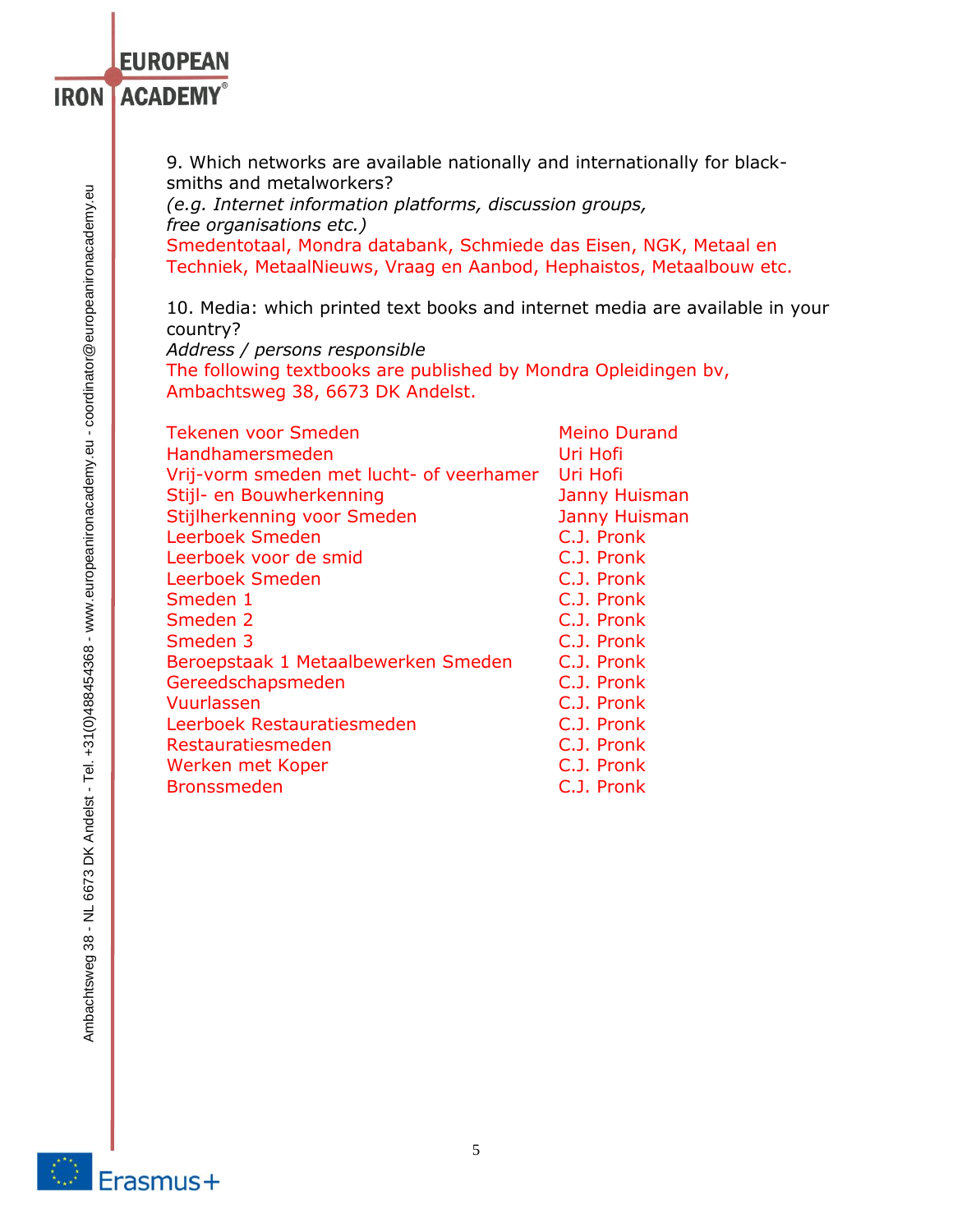9. Which networks are available nationally and internationally for blacksmiths and metalworkers?
*(e.g. Internet information platforms, discussion groups, free organisations etc.)*
Smedentotaal, Mondra databank, Schmiede das Eisen, NGK, Metaal en Techniek, MetaalNieuws, Vraag en Aanbod, Hephaistos, Metaalbouw etc.

10. Media: which printed text books and internet media are available in your country?
*Address / persons responsible*
The following textbooks are published by Mondra Opleidingen bv, Ambachtsweg 38, 6673 DK Andelst.

| | |
|---|---|
| Tekenen voor Smeden | Meino Durand |
| Handhamersmeden | Uri Hofi |
| Vrij-vorm smeden met lucht- of veerhamer | Uri Hofi |
| Stijl- en Bouwherkenning | Janny Huisman |
| Stijlherkenning voor Smeden | Janny Huisman |
| Leerboek Smeden | C.J. Pronk |
| Leerboek voor de smid | C.J. Pronk |
| Leerboek Smeden | C.J. Pronk |
| Smeden 1 | C.J. Pronk |
| Smeden 2 | C.J. Pronk |
| Smeden 3 | C.J. Pronk |
| Beroepstaak 1 Metaalbewerken Smeden | C.J. Pronk |
| Gereedschapsmeden | C.J. Pronk |
| Vuurlassen | C.J. Pronk |
| Leerboek Restauratiesmeden | C.J. Pronk |
| Restauratiesmeden | C.J. Pronk |
| Werken met Koper | C.J. Pronk |
| Bronssmeden | C.J. Pronk |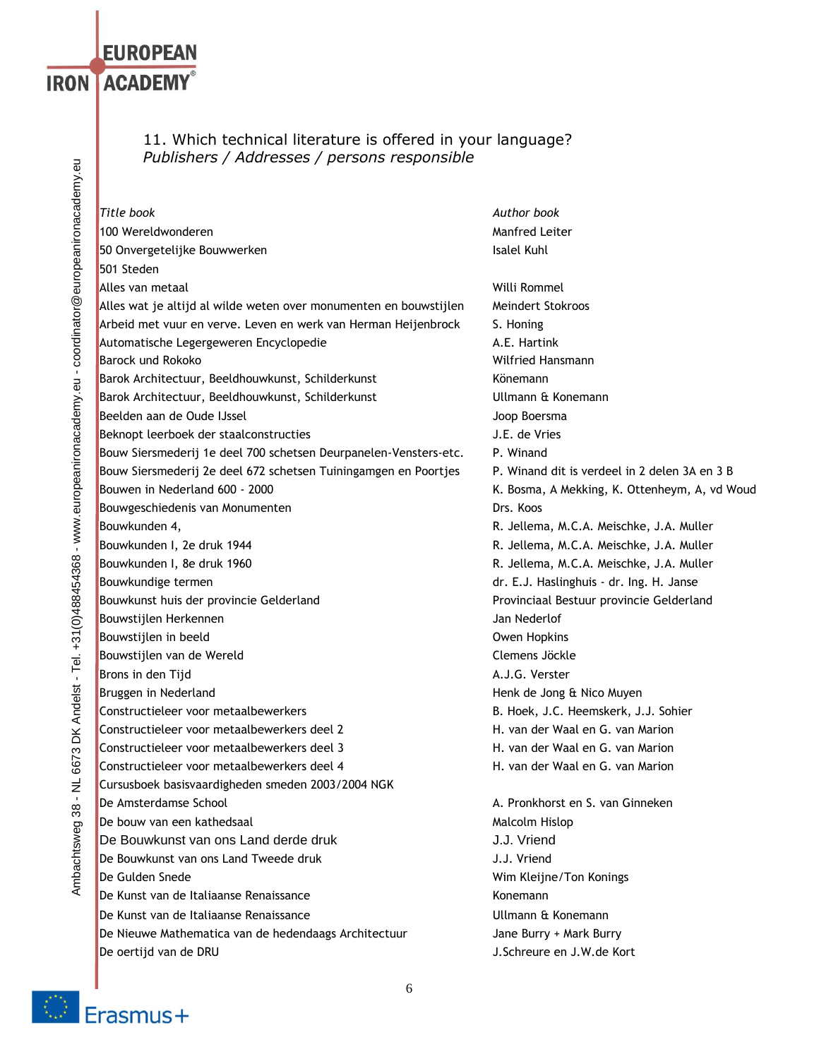11. Which technical literature is offered in your language?
*Publishers / Addresses / persons responsible*

| *Title book* | *Author book* |
|---|---|
| 100 Wereldwonderen | Manfred Leiter |
| 50 Onvergetelijke Bouwwerken | Isalel Kuhl |
| 501 Steden | |
| Alles van metaal | Willi Rommel |
| Alles wat je altijd al wilde weten over monumenten en bouwstijlen | Meindert Stokroos |
| Arbeid met vuur en verve. Leven en werk van Herman Heijenbrock | S. Honing |
| Automatische Legergeweren Encyclopedie | A.E. Hartink |
| Barock und Rokoko | Wilfried Hansmann |
| Barok Architectuur, Beeldhouwkunst, Schilderkunst | Könemann |
| Barok Architectuur, Beeldhouwkunst, Schilderkunst | Ullmann & Konemann |
| Beelden aan de Oude IJssel | Joop Boersma |
| Beknopt leerboek der staalconstructies | J.E. de Vries |
| Bouw Siersmederij 1e deel 700 schetsen Deurpanelen-Vensters-etc. | P. Winand |
| Bouw Siersmederij 2e deel 672 schetsen Tuiningamgen en Poortjes | P. Winand dit is verdeel in 2 delen 3A en 3 B |
| Bouwen in Nederland 600 - 2000 | K. Bosma, A Mekking, K. Ottenheym, A, vd Woud |
| Bouwgeschiedenis van Monumenten | Drs. Koos |
| Bouwkunden 4, | R. Jellema, M.C.A. Meischke, J.A. Muller |
| Bouwkunden I, 2e druk 1944 | R. Jellema, M.C.A. Meischke, J.A. Muller |
| Bouwkunden I, 8e druk 1960 | R. Jellema, M.C.A. Meischke, J.A. Muller |
| Bouwkundige termen | dr. E.J. Haslinghuis - dr. Ing. H. Janse |
| Bouwkunst huis der provincie Gelderland | Provinciaal Bestuur provincie Gelderland |
| Bouwstijlen Herkennen | Jan Nederlof |
| Bouwstijlen in beeld | Owen Hopkins |
| Bouwstijlen van de Wereld | Clemens Jöckle |
| Brons in den Tijd | A.J.G. Verster |
| Bruggen in Nederland | Henk de Jong & Nico Muyen |
| Constructieleer voor metaalbewerkers | B. Hoek, J.C. Heemskerk, J.J. Sohier |
| Constructieleer voor metaalbewerkers deel 2 | H. van der Waal en G. van Marion |
| Constructieleer voor metaalbewerkers deel 3 | H. van der Waal en G. van Marion |
| Constructieleer voor metaalbewerkers deel 4 | H. van der Waal en G. van Marion |
| Cursusboek basisvaardigheden smeden 2003/2004 NGK | |
| De Amsterdamse School | A. Pronkhorst en S. van Ginneken |
| De bouw van een kathedsaal | Malcolm Hislop |
| De Bouwkunst van ons Land derde druk | J.J. Vriend |
| De Bouwkunst van ons Land Tweede druk | J.J. Vriend |
| De Gulden Snede | Wim Kleijne/Ton Konings |
| De Kunst van de Italiaanse Renaissance | Konemann |
| De Kunst van de Italiaanse Renaissance | Ullmann & Konemann |
| De Nieuwe Mathematica van de hedendaags Architectuur | Jane Burry + Mark Burry |
| De oertijd van de DRU | J.Schreure en J.W.de Kort |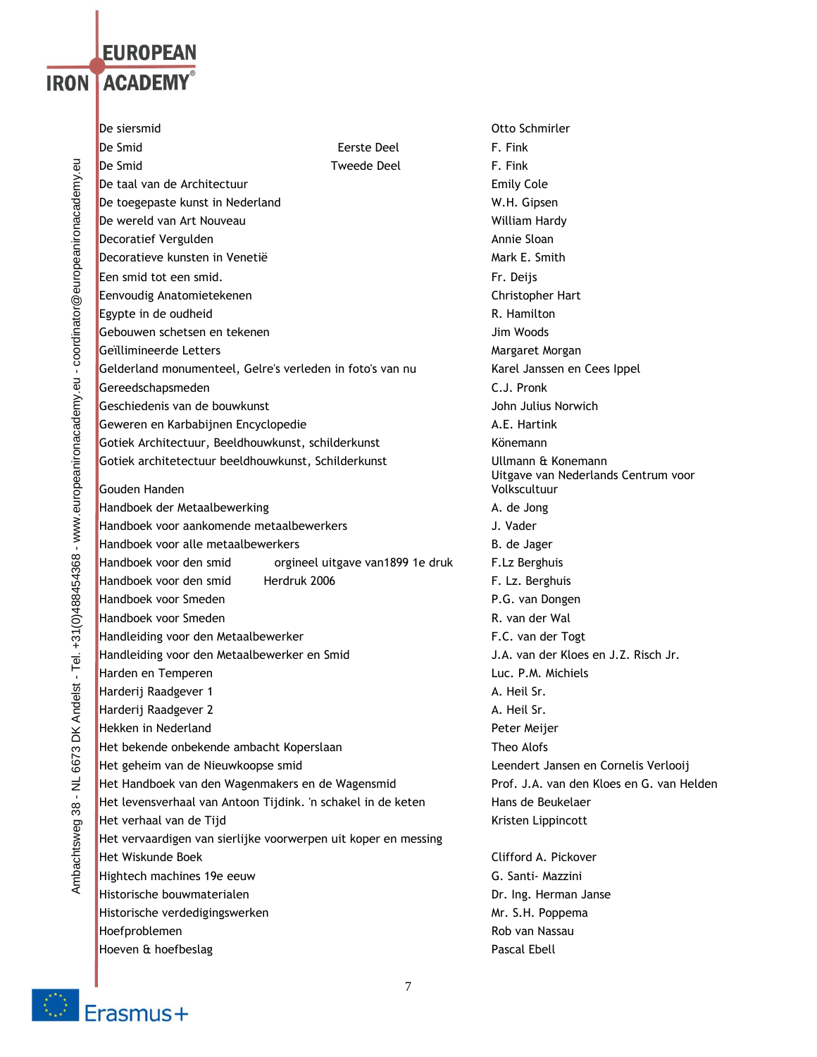| | | |
|---|---|---|
| De siersmid | | Otto Schmirler |
| De Smid | Eerste Deel | F. Fink |
| De Smid | Tweede Deel | F. Fink |
| De taal van de Architectuur | | Emily Cole |
| De toegepaste kunst in Nederland | | W.H. Gipsen |
| De wereld van Art Nouveau | | William Hardy |
| Decoratief Vergulden | | Annie Sloan |
| Decoratieve kunsten in Venetië | | Mark E. Smith |
| Een smid tot een smid. | | Fr. Deijs |
| Eenvoudig Anatomietekenen | | Christopher Hart |
| Egypte in de oudheid | | R. Hamilton |
| Gebouwen schetsen en tekenen | | Jim Woods |
| Geïllimineerde Letters | | Margaret Morgan |
| Gelderland monumenteel, Gelre's verleden in foto's van nu | | Karel Janssen en Cees Ippel |
| Gereedschapsmeden | | C.J. Pronk |
| Geschiedenis van de bouwkunst | | John Julius Norwich |
| Geweren en Karbabijnen Encyclopedie | | A.E. Hartink |
| Gotiek Architectuur, Beeldhouwkunst, schilderkunst | | Könemann |
| Gotiek architetectuur beeldhouwkunst, Schilderkunst | | Ullmann & Konemann |
| Gouden Handen | | Uitgave van Nederlands Centrum voor Volkscultuur |
| Handboek der Metaalbewerking | | A. de Jong |
| Handboek voor aankomende metaalbewerkers | | J. Vader |
| Handboek voor alle metaalbewerkers | | B. de Jager |
| Handboek voor den smid | orgineel uitgave van1899 1e druk | F.Lz Berghuis |
| Handboek voor den smid | Herdruk 2006 | F. Lz. Berghuis |
| Handboek voor Smeden | | P.G. van Dongen |
| Handboek voor Smeden | | R. van der Wal |
| Handleiding voor den Metaalbewerker | | F.C. van der Togt |
| Handleiding voor den Metaalbewerker en Smid | | J.A. van der Kloes en J.Z. Risch Jr. |
| Harden en Temperen | | Luc. P.M. Michiels |
| Harderij Raadgever 1 | | A. Heil Sr. |
| Harderij Raadgever 2 | | A. Heil Sr. |
| Hekken in Nederland | | Peter Meijer |
| Het bekende onbekende ambacht Koperslaan | | Theo Alofs |
| Het geheim van de Nieuwkoopse smid | | Leendert Jansen en Cornelis Verlooij |
| Het Handboek van den Wagenmakers en de Wagensmid | | Prof. J.A. van den Kloes en G. van Helden |
| Het levensverhaal van Antoon Tijdink. 'n schakel in de keten | | Hans de Beukelaer |
| Het verhaal van de Tijd | | Kristen Lippincott |
| Het vervaardigen van sierlijke voorwerpen uit koper en messing | | |
| Het Wiskunde Boek | | Clifford A. Pickover |
| Hightech machines 19e eeuw | | G. Santi- Mazzini |
| Historische bouwmaterialen | | Dr. Ing. Herman Janse |
| Historische verdedigingswerken | | Mr. S.H. Poppema |
| Hoefproblemen | | Rob van Nassau |
| Hoeven & hoefbeslag | | Pascal Ebell |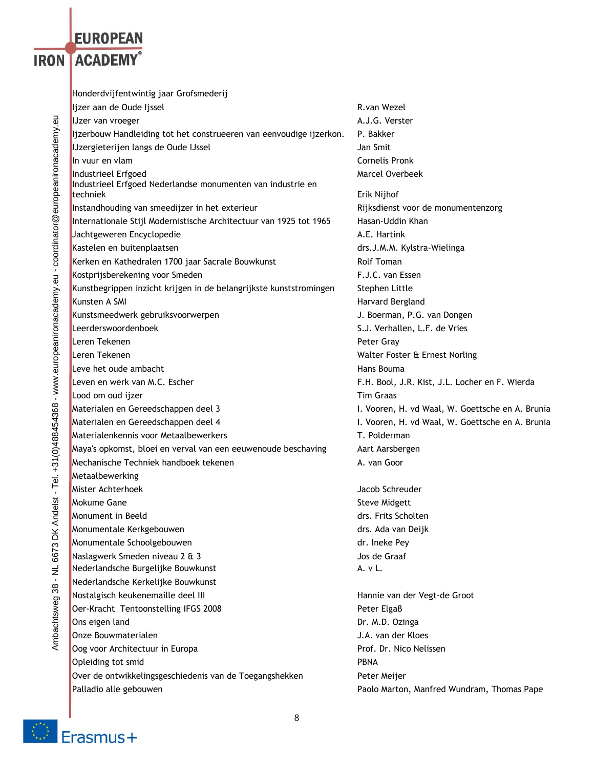| | |
|---|---|
| Honderdvijfentwintig jaar Grofsmederij | |
| Ijzer aan de Oude Ijssel | R.van Wezel |
| IJzer van vroeger | A.J.G. Verster |
| Ijzerbouw Handleiding tot het construeeren van eenvoudige ijzerkon. | P. Bakker |
| IJzergieterijen langs de Oude IJssel | Jan Smit |
| In vuur en vlam | Cornelis Pronk |
| Industrieel Erfgoed | Marcel Overbeek |
| Industrieel Erfgoed Nederlandse monumenten van industrie en techniek | Erik Nijhof |
| Instandhouding van smeedijzer in het exterieur | Rijksdienst voor de monumentenzorg |
| Internationale Stijl Modernistische Architectuur van 1925 tot 1965 | Hasan-Uddin Khan |
| Jachtgeweren Encyclopedie | A.E. Hartink |
| Kastelen en buitenplaatsen | drs.J.M.M. Kylstra-Wielinga |
| Kerken en Kathedralen 1700 jaar Sacrale Bouwkunst | Rolf Toman |
| Kostprijsberekening voor Smeden | F.J.C. van Essen |
| Kunstbegrippen inzicht krijgen in de belangrijkste kunststromingen | Stephen Little |
| Kunsten A SMI | Harvard Bergland |
| Kunstsmeedwerk gebruiksvoorwerpen | J. Boerman, P.G. van Dongen |
| Leerderswoordenboek | S.J. Verhallen, L.F. de Vries |
| Leren Tekenen | Peter Gray |
| Leren Tekenen | Walter Foster & Ernest Norling |
| Leve het oude ambacht | Hans Bouma |
| Leven en werk van M.C. Escher | F.H. Bool, J.R. Kist, J.L. Locher en F. Wierda |
| Lood om oud ijzer | Tim Graas |
| Materialen en Gereedschappen deel 3 | I. Vooren, H. vd Waal, W. Goettsche en A. Brunia |
| Materialen en Gereedschappen deel 4 | I. Vooren, H. vd Waal, W. Goettsche en A. Brunia |
| Materialenkennis voor Metaalbewerkers | T. Polderman |
| Maya's opkomst, bloei en verval van een eeuwenoude beschaving | Aart Aarsbergen |
| Mechanische Techniek handboek tekenen | A. van Goor |
| Metaalbewerking | |
| Mister Achterhoek | Jacob Schreuder |
| Mokume Gane | Steve Midgett |
| Monument in Beeld | drs. Frits Scholten |
| Monumentale Kerkgebouwen | drs. Ada van Deijk |
| Monumentale Schoolgebouwen | dr. Ineke Pey |
| Naslagwerk Smeden niveau 2 & 3 | Jos de Graaf |
| Nederlandsche Burgelijke Bouwkunst | A. v L. |
| Nederlandsche Kerkelijke Bouwkunst | |
| Nostalgisch keukenemaille deel III | Hannie van der Vegt-de Groot |
| Oer-Kracht Tentoonstelling IFGS 2008 | Peter Elgaß |
| Ons eigen land | Dr. M.D. Ozinga |
| Onze Bouwmaterialen | J.A. van der Kloes |
| Oog voor Architectuur in Europa | Prof. Dr. Nico Nelissen |
| Opleiding tot smid | PBNA |
| Over de ontwikkelingsgeschiedenis van de Toegangshekken | Peter Meijer |
| Palladio alle gebouwen | Paolo Marton, Manfred Wundram, Thomas Pape |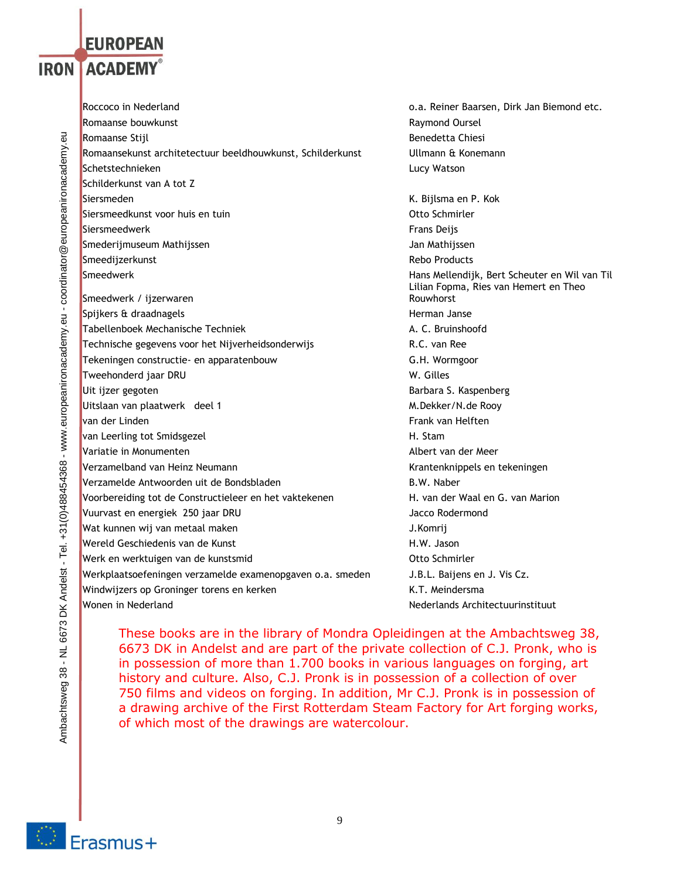| | |
|---|---|
| Roccoco in Nederland | o.a. Reiner Baarsen, Dirk Jan Biemond etc. |
| Romaanse bouwkunst | Raymond Oursel |
| Romaanse Stijl | Benedetta Chiesi |
| Romaansekunst architetectuur beeldhouwkunst, Schilderkunst | Ullmann & Konemann |
| Schetstechnieken | Lucy Watson |
| Schilderkunst van A tot Z | |
| Siersmeden | K. Bijlsma en P. Kok |
| Siersmeedkunst voor huis en tuin | Otto Schmirler |
| Siersmeedwerk | Frans Deijs |
| Smederijmuseum Mathijssen | Jan Mathijssen |
| Smeedijzerkunst | Rebo Products |
| Smeedwerk | Hans Mellendijk, Bert Scheuter en Wil van Til |
| Smeedwerk / ijzerwaren | Lilian Fopma, Ries van Hemert en Theo Rouwhorst |
| Spijkers & draadnagels | Herman Janse |
| Tabellenboek Mechanische Techniek | A. C. Bruinshoofd |
| Technische gegevens voor het Nijverheidsonderwijs | R.C. van Ree |
| Tekeningen constructie- en apparatenbouw | G.H. Wormgoor |
| Tweehonderd jaar DRU | W. Gilles |
| Uit ijzer gegoten | Barbara S. Kaspenberg |
| Uitslaan van plaatwerk deel 1 | M.Dekker/N.de Rooy |
| van der Linden | Frank van Helften |
| van Leerling tot Smidsgezel | H. Stam |
| Variatie in Monumenten | Albert van der Meer |
| Verzamelband van Heinz Neumann | Krantenknippels en tekeningen |
| Verzamelde Antwoorden uit de Bondsbladen | B.W. Naber |
| Voorbereiding tot de Constructieleer en het vaktekenen | H. van der Waal en G. van Marion |
| Vuurvast en energiek 250 jaar DRU | Jacco Rodermond |
| Wat kunnen wij van metaal maken | J.Komrij |
| Wereld Geschiedenis van de Kunst | H.W. Jason |
| Werk en werktuigen van de kunstsmid | Otto Schmirler |
| Werkplaatsoefeningen verzamelde examenopgaven o.a. smeden | J.B.L. Baijens en J. Vis Cz. |
| Windwijzers op Groninger torens en kerken | K.T. Meindersma |
| Wonen in Nederland | Nederlands Architectuurinstituut |

These books are in the library of Mondra Opleidingen at the Ambachtsweg 38, 6673 DK in Andelst and are part of the private collection of C.J. Pronk, who is in possession of more than 1.700 books in various languages on forging, art history and culture. Also, C.J. Pronk is in possession of a collection of over 750 films and videos on forging. In addition, Mr C.J. Pronk is in possession of a drawing archive of the First Rotterdam Steam Factory for Art forging works, of which most of the drawings are watercolour.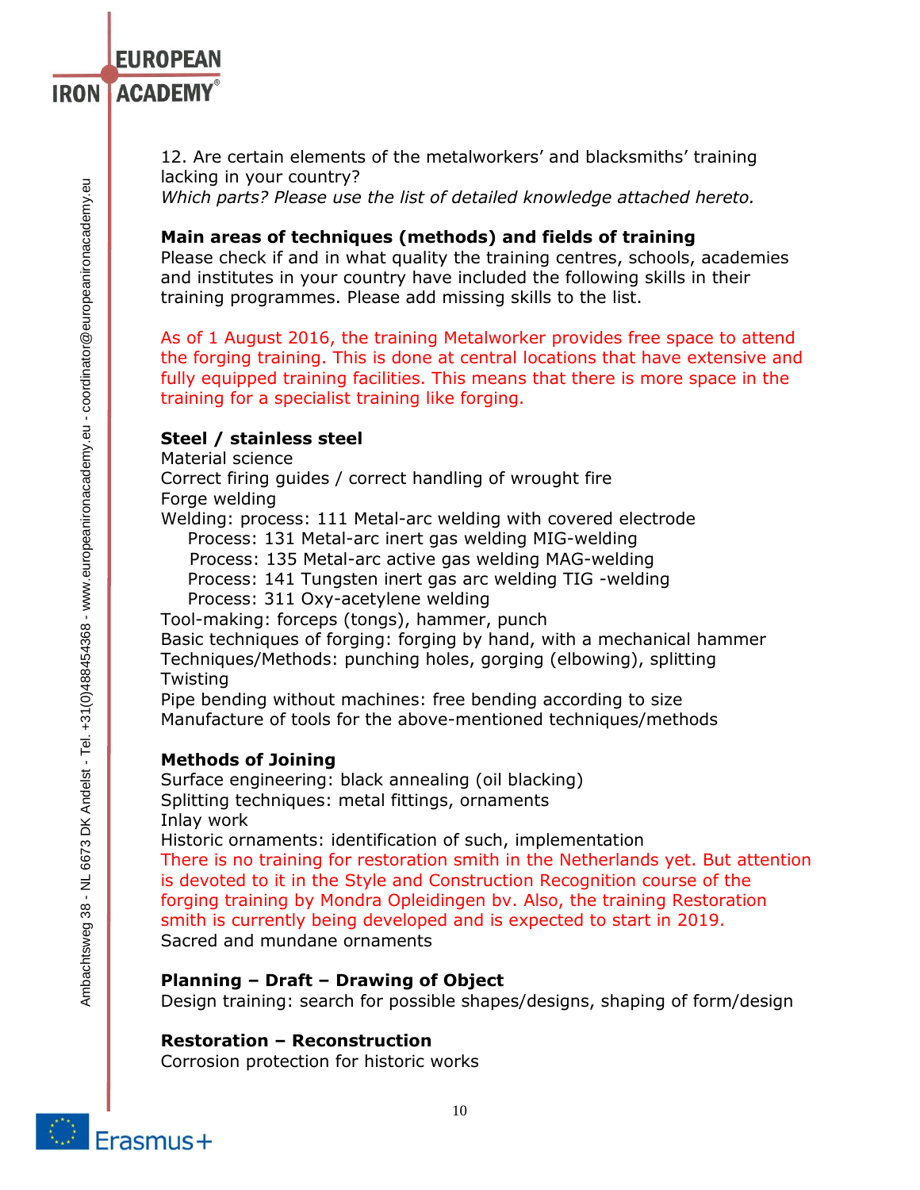12. Are certain elements of the metalworkers' and blacksmiths' training lacking in your country?
*Which parts? Please use the list of detailed knowledge attached hereto.*

**Main areas of techniques (methods) and fields of training**
Please check if and in what quality the training centres, schools, academies and institutes in your country have included the following skills in their training programmes. Please add missing skills to the list.

As of 1 August 2016, the training Metalworker provides free space to attend the forging training. This is done at central locations that have extensive and fully equipped training facilities. This means that there is more space in the training for a specialist training like forging.

**Steel / stainless steel**
Material science
Correct firing guides / correct handling of wrought fire
Forge welding
Welding: process: 111 Metal-arc welding with covered electrode
Process: 131 Metal-arc inert gas welding MIG-welding
Process: 135 Metal-arc active gas welding MAG-welding
Process: 141 Tungsten inert gas arc welding TIG -welding
Process: 311 Oxy-acetylene welding
Tool-making: forceps (tongs), hammer, punch
Basic techniques of forging: forging by hand, with a mechanical hammer
Techniques/Methods: punching holes, gorging (elbowing), splitting
Twisting
Pipe bending without machines: free bending according to size
Manufacture of tools for the above-mentioned techniques/methods

**Methods of Joining**
Surface engineering: black annealing (oil blacking)
Splitting techniques: metal fittings, ornaments
Inlay work
Historic ornaments: identification of such, implementation
There is no training for restoration smith in the Netherlands yet. But attention is devoted to it in the Style and Construction Recognition course of the forging training by Mondra Opleidingen bv. Also, the training Restoration smith is currently being developed and is expected to start in 2019.
Sacred and mundane ornaments

**Planning – Draft – Drawing of Object**
Design training: search for possible shapes/designs, shaping of form/design

**Restoration – Reconstruction**
Corrosion protection for historic works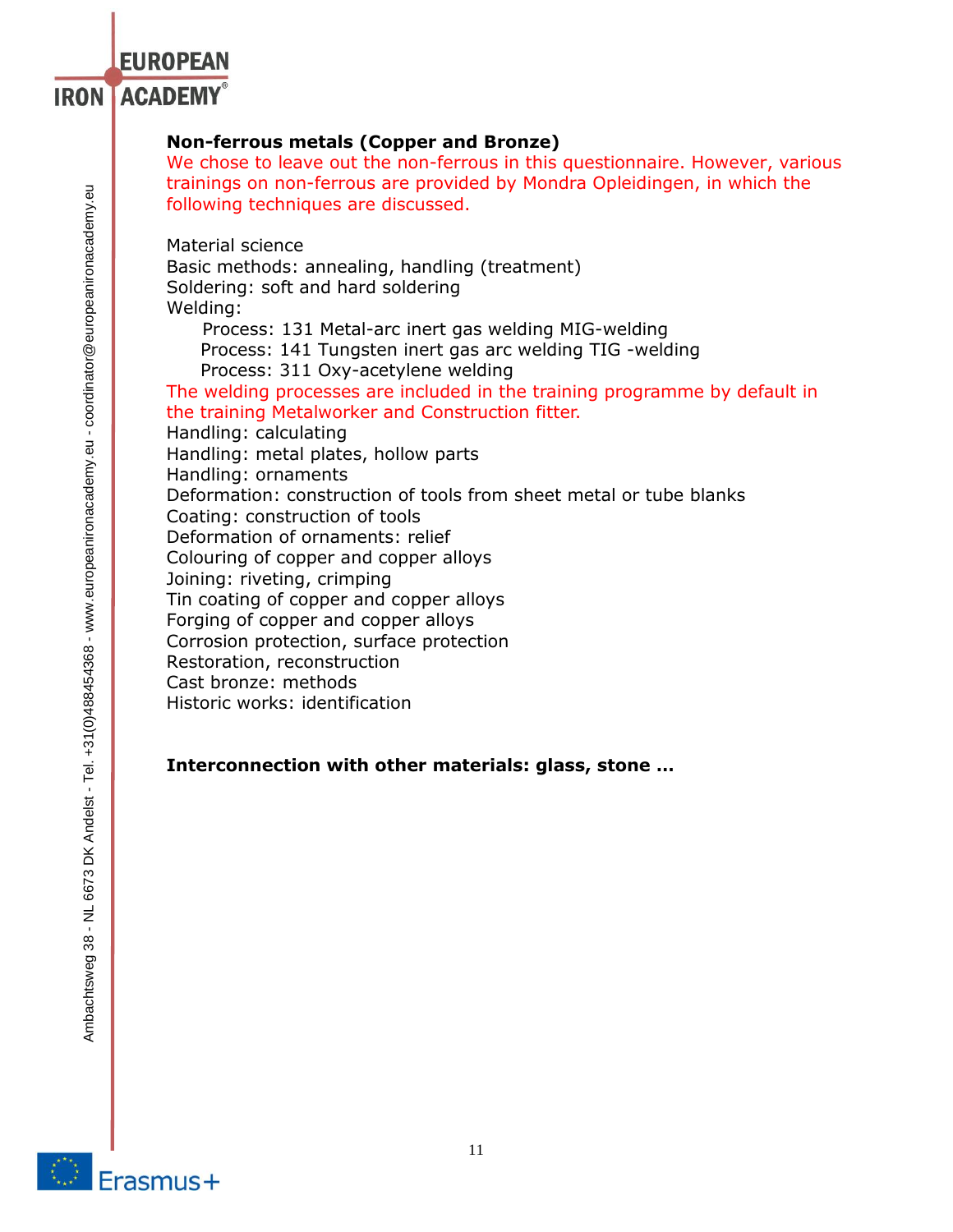**Non-ferrous metals (Copper and Bronze)**

We chose to leave out the non-ferrous in this questionnaire. However, various trainings on non-ferrous are provided by Mondra Opleidingen, in which the following techniques are discussed.

Material science
Basic methods: annealing, handling (treatment)
Soldering: soft and hard soldering
Welding:

- Process: 131 Metal-arc inert gas welding MIG-welding
- Process: 141 Tungsten inert gas arc welding TIG -welding
- Process: 311 Oxy-acetylene welding

The welding processes are included in the training programme by default in the training Metalworker and Construction fitter.

Handling: calculating
Handling: metal plates, hollow parts
Handling: ornaments
Deformation: construction of tools from sheet metal or tube blanks
Coating: construction of tools
Deformation of ornaments: relief
Colouring of copper and copper alloys
Joining: riveting, crimping
Tin coating of copper and copper alloys
Forging of copper and copper alloys
Corrosion protection, surface protection
Restoration, reconstruction
Cast bronze: methods
Historic works: identification

**Interconnection with other materials: glass, stone …**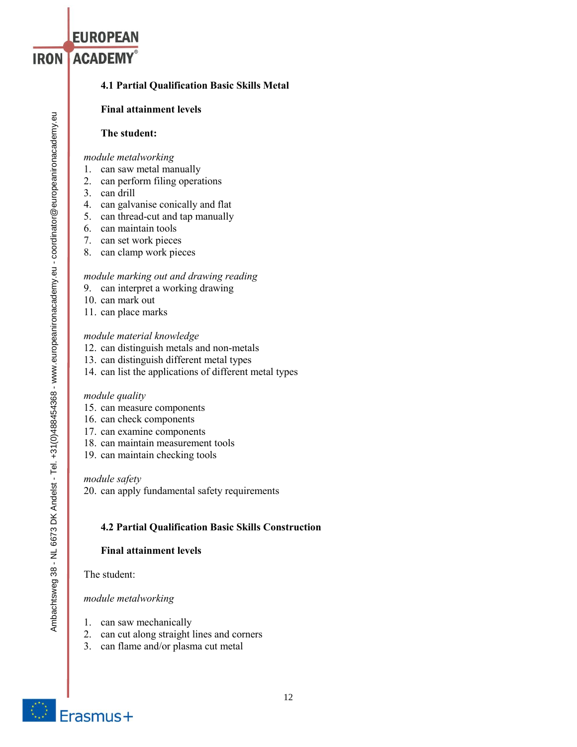### 4.1 Partial Qualification Basic Skills Metal

**Final attainment levels**

**The student:**

*module metalworking*

1. can saw metal manually
2. can perform filing operations
3. can drill
4. can galvanise conically and flat
5. can thread-cut and tap manually
6. can maintain tools
7. can set work pieces
8. can clamp work pieces

*module marking out and drawing reading*

9. can interpret a working drawing
10. can mark out
11. can place marks

*module material knowledge*

12. can distinguish metals and non-metals
13. can distinguish different metal types
14. can list the applications of different metal types

*module quality*

15. can measure components
16. can check components
17. can examine components
18. can maintain measurement tools
19. can maintain checking tools

*module safety*

20. can apply fundamental safety requirements

### 4.2 Partial Qualification Basic Skills Construction

**Final attainment levels**

The student:

*module metalworking*

1. can saw mechanically
2. can cut along straight lines and corners
3. can flame and/or plasma cut metal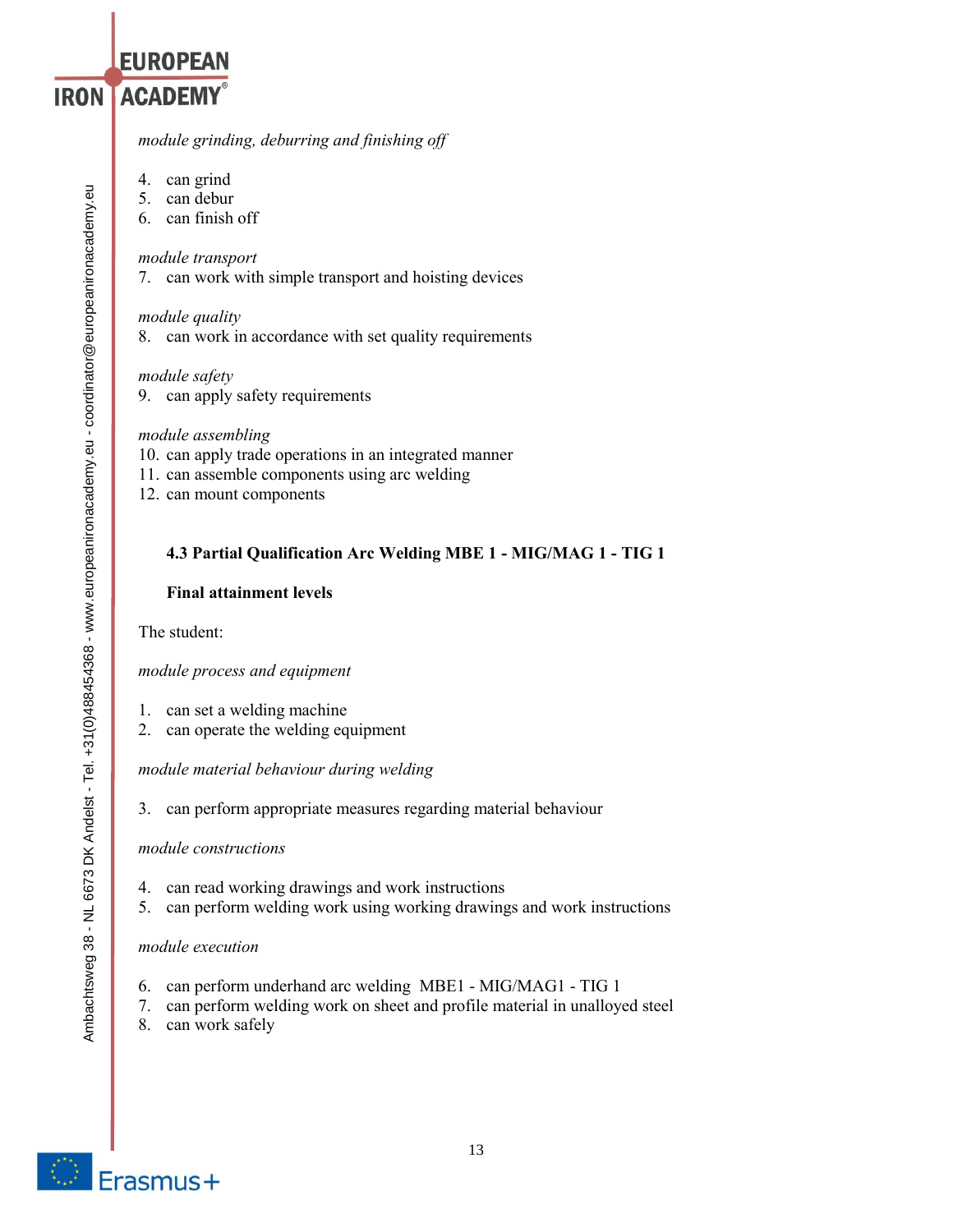*module grinding, deburring and finishing off*

4. can grind
5. can debur
6. can finish off

*module transport*

7. can work with simple transport and hoisting devices

*module quality*

8. can work in accordance with set quality requirements

*module safety*

9. can apply safety requirements

*module assembling*

10. can apply trade operations in an integrated manner
11. can assemble components using arc welding
12. can mount components

### 4.3 Partial Qualification Arc Welding MBE 1 - MIG/MAG 1 - TIG 1

**Final attainment levels**

The student:

*module process and equipment*

1. can set a welding machine
2. can operate the welding equipment

*module material behaviour during welding*

3. can perform appropriate measures regarding material behaviour

*module constructions*

4. can read working drawings and work instructions
5. can perform welding work using working drawings and work instructions

*module execution*

6. can perform underhand arc welding MBE1 - MIG/MAG1 - TIG 1
7. can perform welding work on sheet and profile material in unalloyed steel
8. can work safely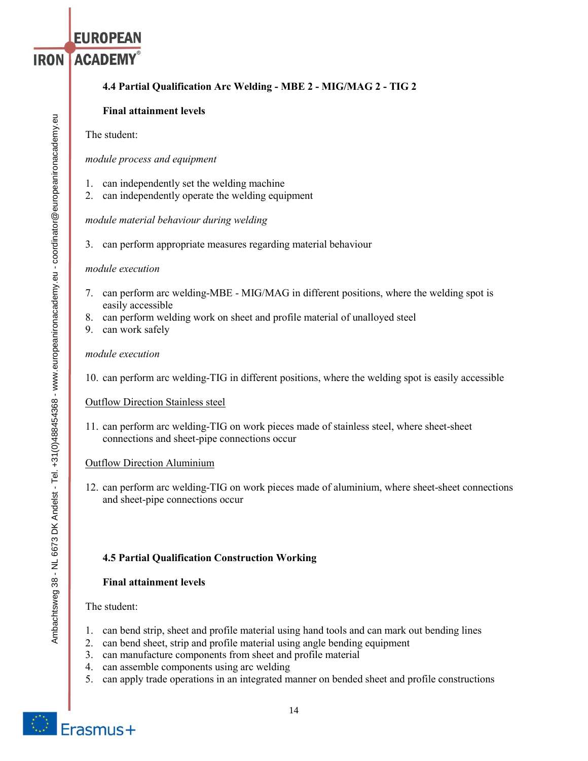### 4.4 Partial Qualification Arc Welding - MBE 2 - MIG/MAG 2 - TIG 2

**Final attainment levels**

The student:

*module process and equipment*

1. can independently set the welding machine
2. can independently operate the welding equipment

*module material behaviour during welding*

3. can perform appropriate measures regarding material behaviour

*module execution*

7. can perform arc welding-MBE - MIG/MAG in different positions, where the welding spot is easily accessible
8. can perform welding work on sheet and profile material of unalloyed steel
9. can work safely

*module execution*

10. can perform arc welding-TIG in different positions, where the welding spot is easily accessible

<u>Outflow Direction Stainless steel</u>

11. can perform arc welding-TIG on work pieces made of stainless steel, where sheet-sheet connections and sheet-pipe connections occur

<u>Outflow Direction Aluminium</u>

12. can perform arc welding-TIG on work pieces made of aluminium, where sheet-sheet connections and sheet-pipe connections occur

### 4.5 Partial Qualification Construction Working

**Final attainment levels**

The student:

1. can bend strip, sheet and profile material using hand tools and can mark out bending lines
2. can bend sheet, strip and profile material using angle bending equipment
3. can manufacture components from sheet and profile material
4. can assemble components using arc welding
5. can apply trade operations in an integrated manner on bended sheet and profile constructions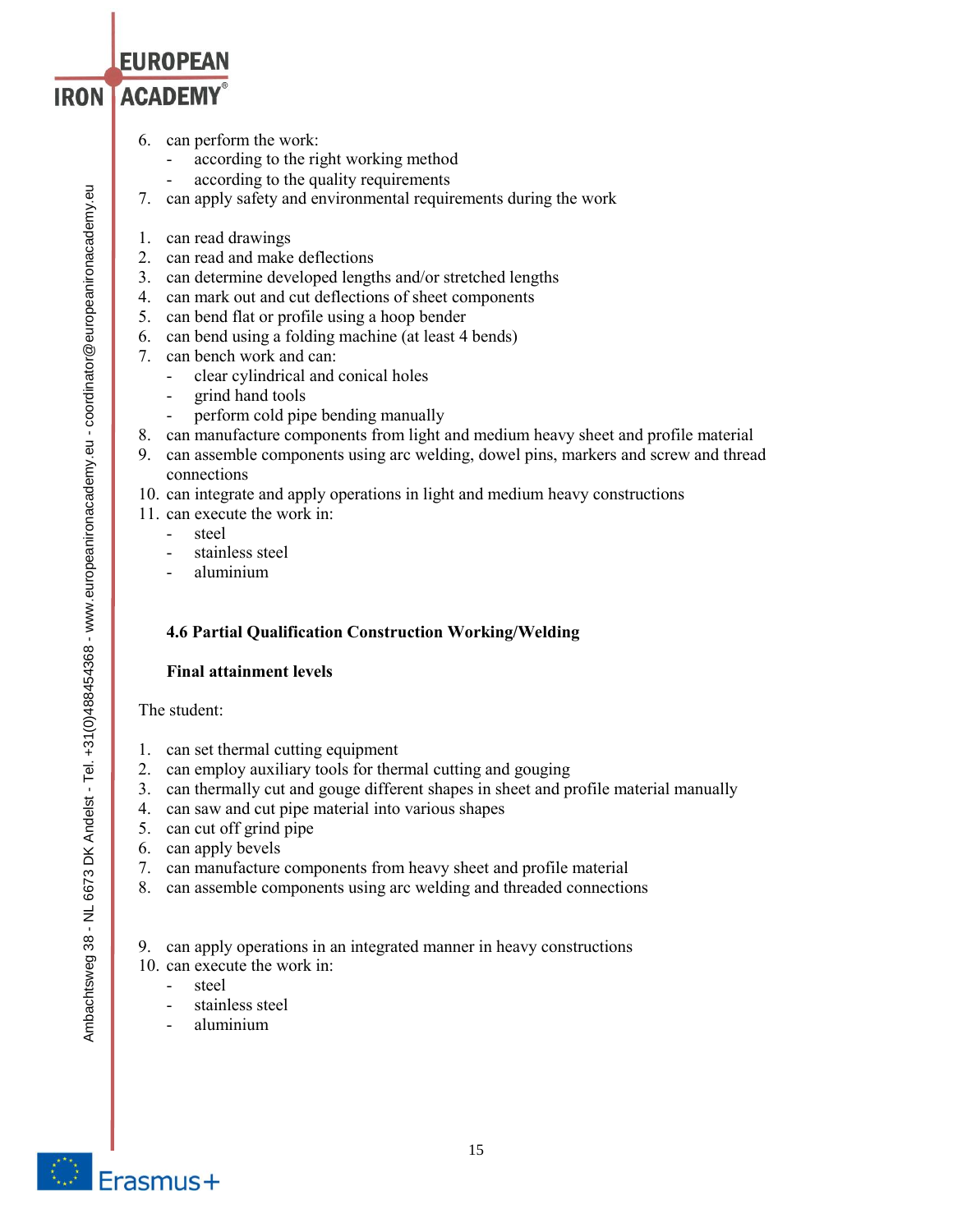6. can perform the work:
   - according to the right working method
   - according to the quality requirements
7. can apply safety and environmental requirements during the work

1. can read drawings
2. can read and make deflections
3. can determine developed lengths and/or stretched lengths
4. can mark out and cut deflections of sheet components
5. can bend flat or profile using a hoop bender
6. can bend using a folding machine (at least 4 bends)
7. can bench work and can:
   - clear cylindrical and conical holes
   - grind hand tools
   - perform cold pipe bending manually
8. can manufacture components from light and medium heavy sheet and profile material
9. can assemble components using arc welding, dowel pins, markers and screw and thread connections
10. can integrate and apply operations in light and medium heavy constructions
11. can execute the work in:
    - steel
    - stainless steel
    - aluminium

### 4.6 Partial Qualification Construction Working/Welding

**Final attainment levels**

The student:

1. can set thermal cutting equipment
2. can employ auxiliary tools for thermal cutting and gouging
3. can thermally cut and gouge different shapes in sheet and profile material manually
4. can saw and cut pipe material into various shapes
5. can cut off grind pipe
6. can apply bevels
7. can manufacture components from heavy sheet and profile material
8. can assemble components using arc welding and threaded connections

9. can apply operations in an integrated manner in heavy constructions
10. can execute the work in:
    - steel
    - stainless steel
    - aluminium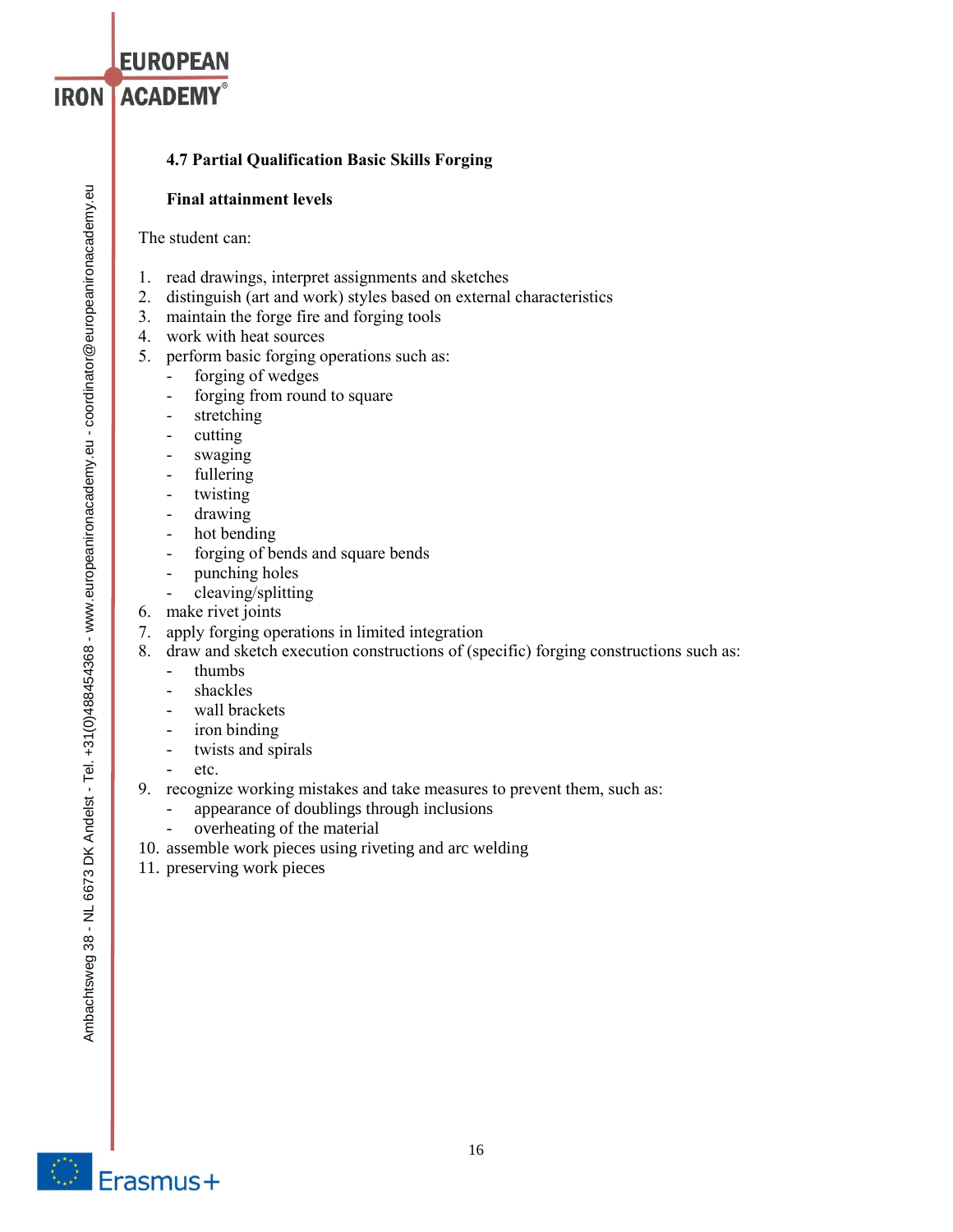### 4.7 Partial Qualification Basic Skills Forging

**Final attainment levels**

The student can:

1. read drawings, interpret assignments and sketches
2. distinguish (art and work) styles based on external characteristics
3. maintain the forge fire and forging tools
4. work with heat sources
5. perform basic forging operations such as:
   - forging of wedges
   - forging from round to square
   - stretching
   - cutting
   - swaging
   - fullering
   - twisting
   - drawing
   - hot bending
   - forging of bends and square bends
   - punching holes
   - cleaving/splitting
6. make rivet joints
7. apply forging operations in limited integration
8. draw and sketch execution constructions of (specific) forging constructions such as:
   - thumbs
   - shackles
   - wall brackets
   - iron binding
   - twists and spirals
   - etc.
9. recognize working mistakes and take measures to prevent them, such as:
   - appearance of doublings through inclusions
   - overheating of the material
10. assemble work pieces using riveting and arc welding
11. preserving work pieces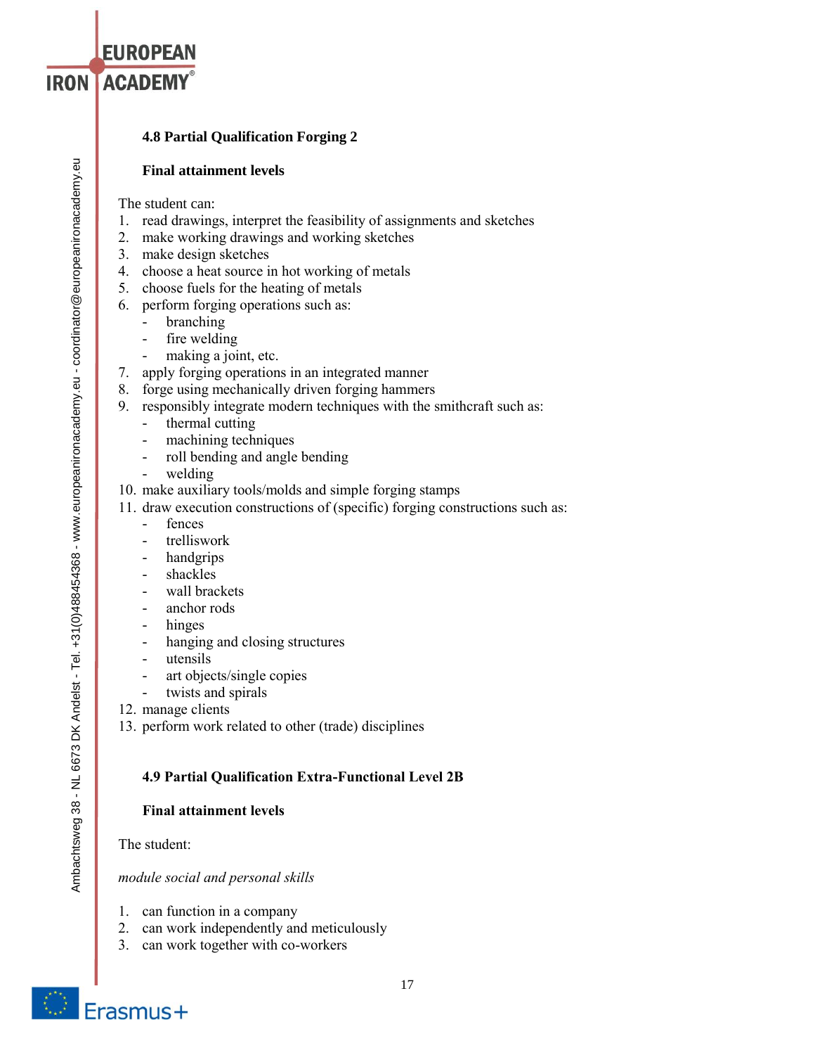### 4.8 Partial Qualification Forging 2

**Final attainment levels**

The student can:

1. read drawings, interpret the feasibility of assignments and sketches
2. make working drawings and working sketches
3. make design sketches
4. choose a heat source in hot working of metals
5. choose fuels for the heating of metals
6. perform forging operations such as:
   - branching
   - fire welding
   - making a joint, etc.
7. apply forging operations in an integrated manner
8. forge using mechanically driven forging hammers
9. responsibly integrate modern techniques with the smithcraft such as:
   - thermal cutting
   - machining techniques
   - roll bending and angle bending
   - welding
10. make auxiliary tools/molds and simple forging stamps
11. draw execution constructions of (specific) forging constructions such as:
    - fences
    - trelliswork
    - handgrips
    - shackles
    - wall brackets
    - anchor rods
    - hinges
    - hanging and closing structures
    - utensils
    - art objects/single copies
    - twists and spirals
12. manage clients
13. perform work related to other (trade) disciplines

### 4.9 Partial Qualification Extra-Functional Level 2B

**Final attainment levels**

The student:

*module social and personal skills*

1. can function in a company
2. can work independently and meticulously
3. can work together with co-workers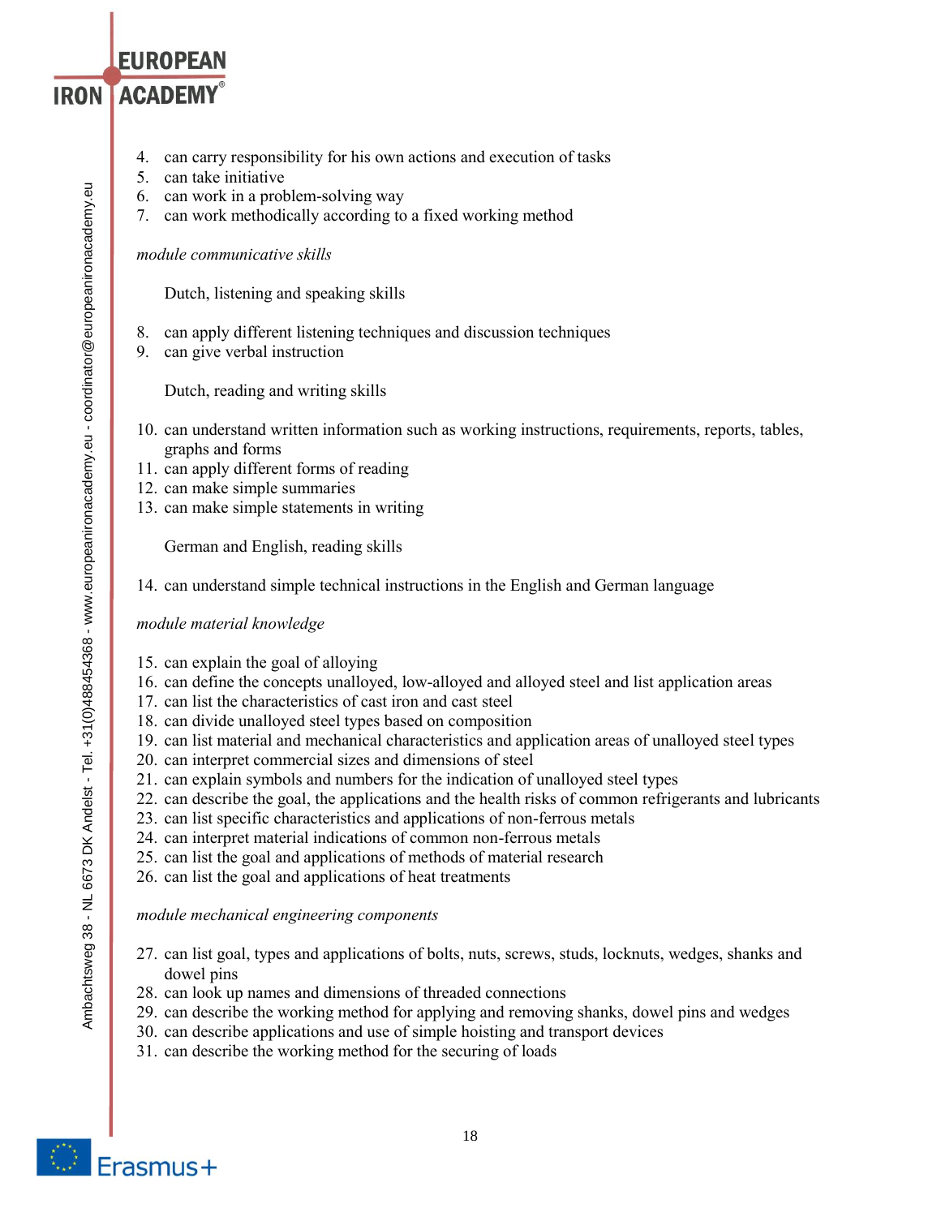4. can carry responsibility for his own actions and execution of tasks
5. can take initiative
6. can work in a problem-solving way
7. can work methodically according to a fixed working method

*module communicative skills*

Dutch, listening and speaking skills

8. can apply different listening techniques and discussion techniques
9. can give verbal instruction

Dutch, reading and writing skills

10. can understand written information such as working instructions, requirements, reports, tables, graphs and forms
11. can apply different forms of reading
12. can make simple summaries
13. can make simple statements in writing

German and English, reading skills

14. can understand simple technical instructions in the English and German language

*module material knowledge*

15. can explain the goal of alloying
16. can define the concepts unalloyed, low-alloyed and alloyed steel and list application areas
17. can list the characteristics of cast iron and cast steel
18. can divide unalloyed steel types based on composition
19. can list material and mechanical characteristics and application areas of unalloyed steel types
20. can interpret commercial sizes and dimensions of steel
21. can explain symbols and numbers for the indication of unalloyed steel types
22. can describe the goal, the applications and the health risks of common refrigerants and lubricants
23. can list specific characteristics and applications of non-ferrous metals
24. can interpret material indications of common non-ferrous metals
25. can list the goal and applications of methods of material research
26. can list the goal and applications of heat treatments

*module mechanical engineering components*

27. can list goal, types and applications of bolts, nuts, screws, studs, locknuts, wedges, shanks and dowel pins
28. can look up names and dimensions of threaded connections
29. can describe the working method for applying and removing shanks, dowel pins and wedges
30. can describe applications and use of simple hoisting and transport devices
31. can describe the working method for the securing of loads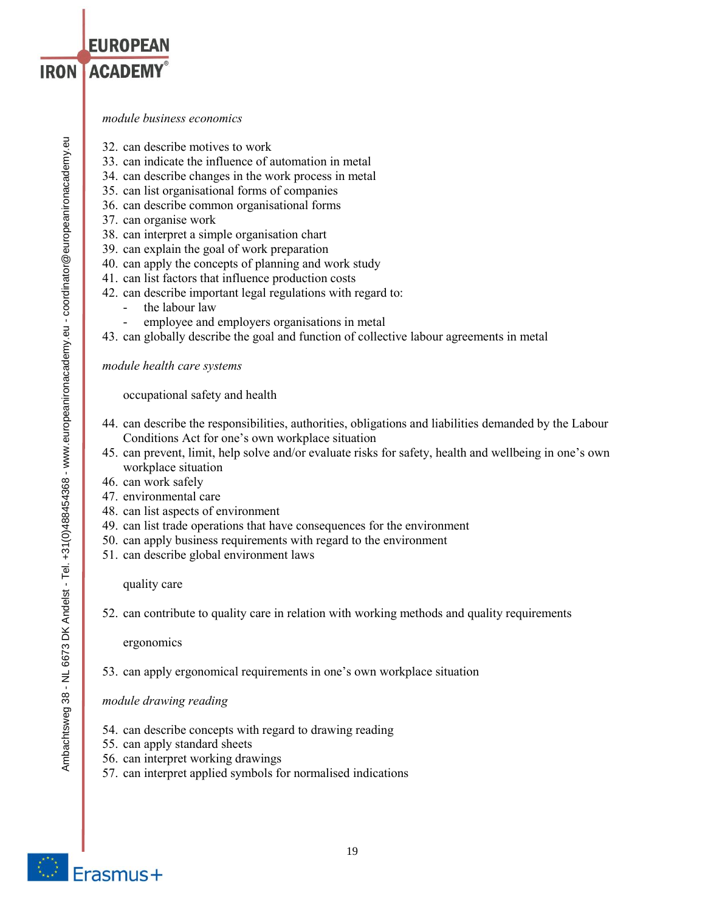*module business economics*

32. can describe motives to work
33. can indicate the influence of automation in metal
34. can describe changes in the work process in metal
35. can list organisational forms of companies
36. can describe common organisational forms
37. can organise work
38. can interpret a simple organisation chart
39. can explain the goal of work preparation
40. can apply the concepts of planning and work study
41. can list factors that influence production costs
42. can describe important legal regulations with regard to:
    - the labour law
    - employee and employers organisations in metal
43. can globally describe the goal and function of collective labour agreements in metal

*module health care systems*

occupational safety and health

44. can describe the responsibilities, authorities, obligations and liabilities demanded by the Labour Conditions Act for one's own workplace situation
45. can prevent, limit, help solve and/or evaluate risks for safety, health and wellbeing in one's own workplace situation
46. can work safely
47. environmental care
48. can list aspects of environment
49. can list trade operations that have consequences for the environment
50. can apply business requirements with regard to the environment
51. can describe global environment laws

quality care

52. can contribute to quality care in relation with working methods and quality requirements

ergonomics

53. can apply ergonomical requirements in one's own workplace situation

*module drawing reading*

54. can describe concepts with regard to drawing reading
55. can apply standard sheets
56. can interpret working drawings
57. can interpret applied symbols for normalised indications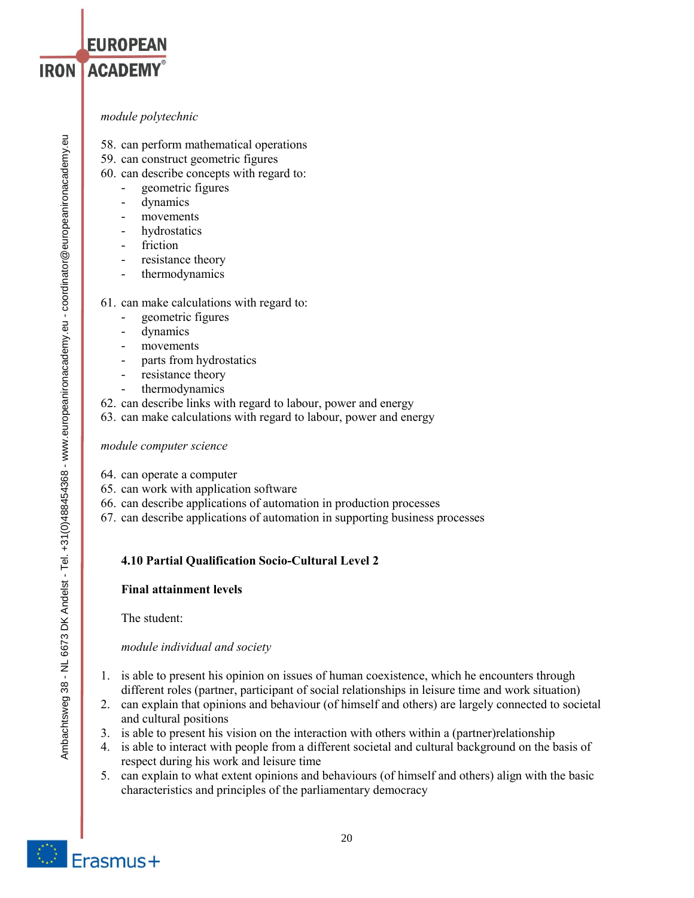*module polytechnic*

58. can perform mathematical operations
59. can construct geometric figures
60. can describe concepts with regard to:
    - geometric figures
    - dynamics
    - movements
    - hydrostatics
    - friction
    - resistance theory
    - thermodynamics

61. can make calculations with regard to:
    - geometric figures
    - dynamics
    - movements
    - parts from hydrostatics
    - resistance theory
    - thermodynamics
62. can describe links with regard to labour, power and energy
63. can make calculations with regard to labour, power and energy

*module computer science*

64. can operate a computer
65. can work with application software
66. can describe applications of automation in production processes
67. can describe applications of automation in supporting business processes

### 4.10 Partial Qualification Socio-Cultural Level 2

**Final attainment levels**

The student:

*module individual and society*

1. is able to present his opinion on issues of human coexistence, which he encounters through different roles (partner, participant of social relationships in leisure time and work situation)
2. can explain that opinions and behaviour (of himself and others) are largely connected to societal and cultural positions
3. is able to present his vision on the interaction with others within a (partner)relationship
4. is able to interact with people from a different societal and cultural background on the basis of respect during his work and leisure time
5. can explain to what extent opinions and behaviours (of himself and others) align with the basic characteristics and principles of the parliamentary democracy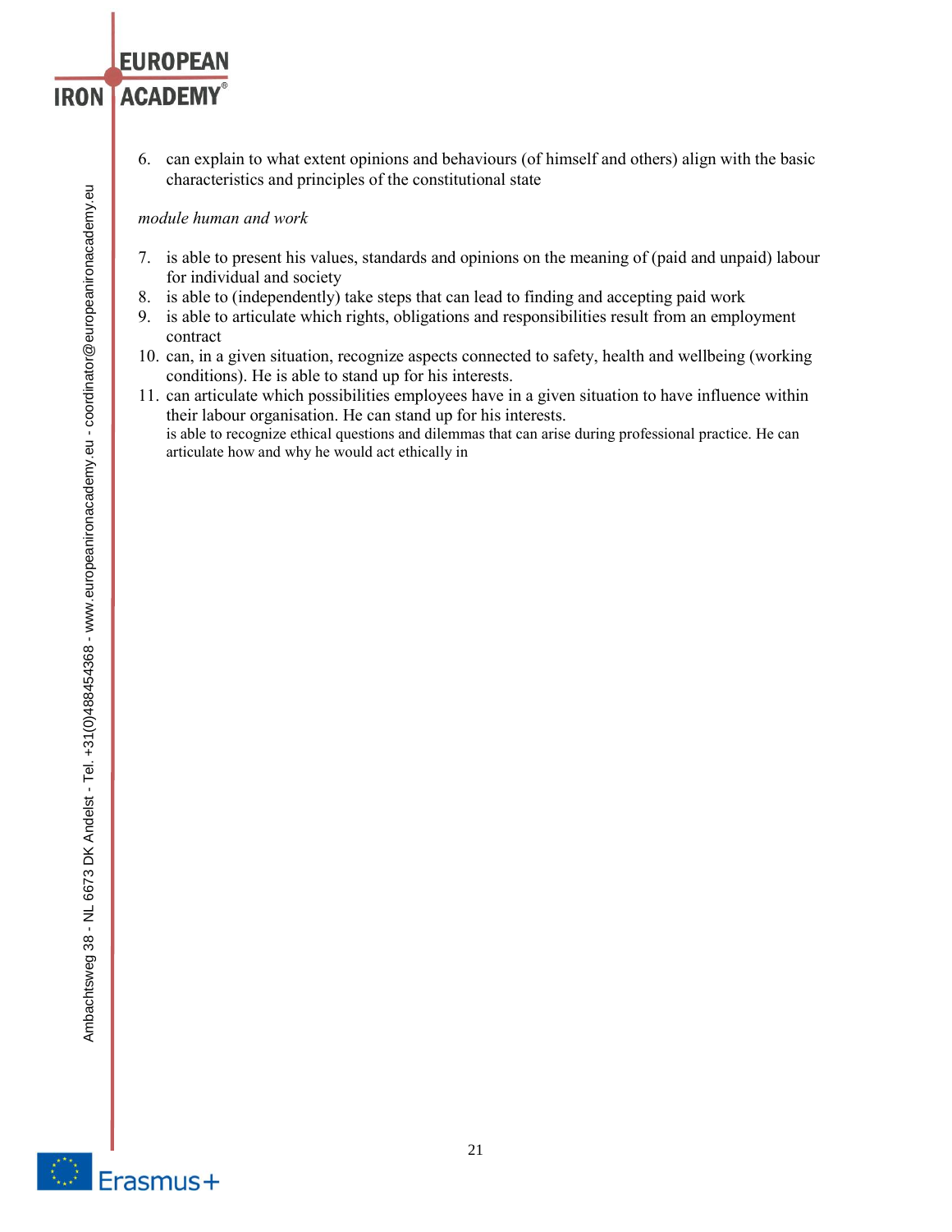6. can explain to what extent opinions and behaviours (of himself and others) align with the basic characteristics and principles of the constitutional state

*module human and work*

7. is able to present his values, standards and opinions on the meaning of (paid and unpaid) labour for individual and society
8. is able to (independently) take steps that can lead to finding and accepting paid work
9. is able to articulate which rights, obligations and responsibilities result from an employment contract
10. can, in a given situation, recognize aspects connected to safety, health and wellbeing (working conditions). He is able to stand up for his interests.
11. can articulate which possibilities employees have in a given situation to have influence within their labour organisation. He can stand up for his interests.
    is able to recognize ethical questions and dilemmas that can arise during professional practice. He can articulate how and why he would act ethically in